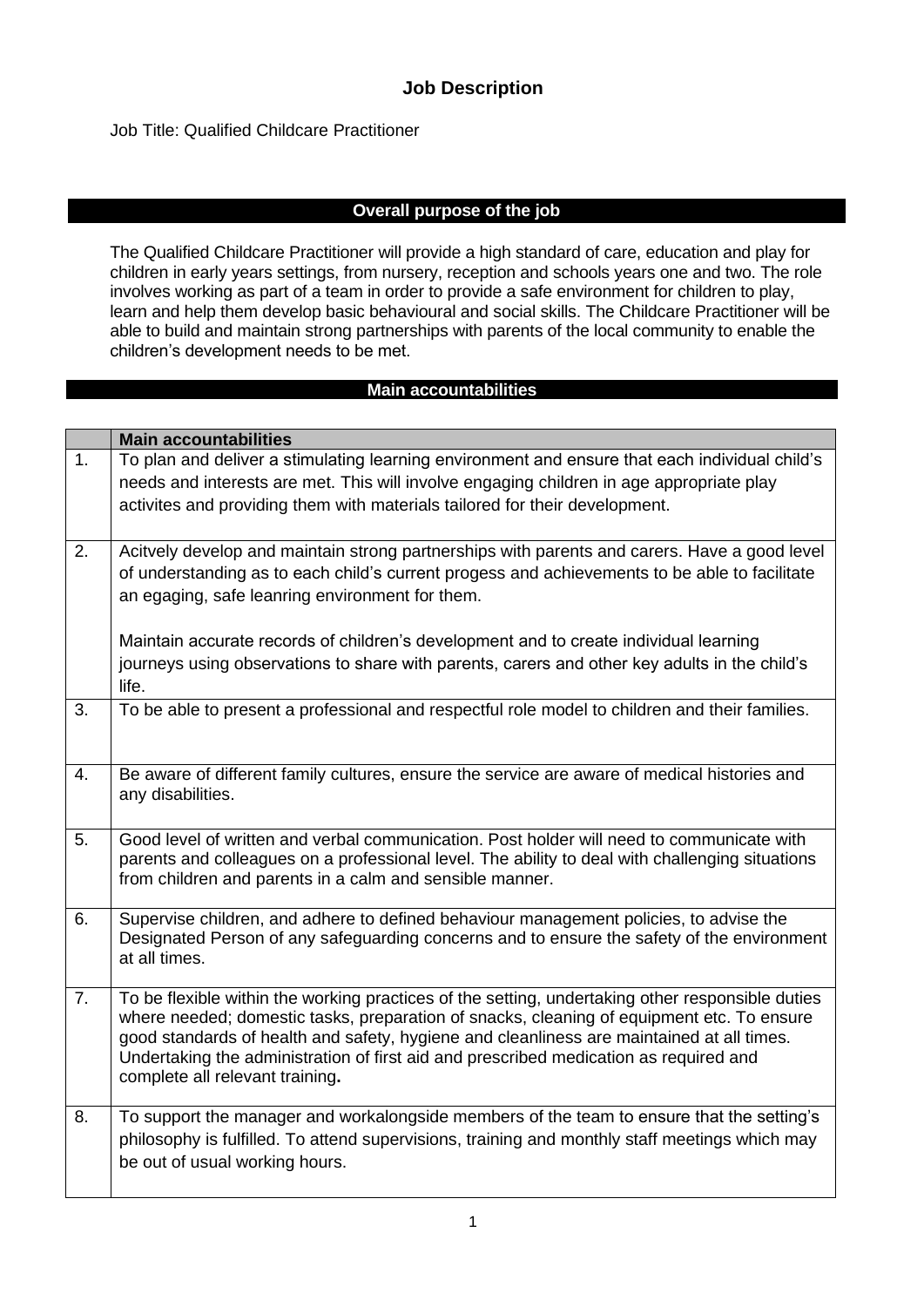# Job Description

Job Title: Qualified Childcare Practitioner

## Overall purpose of the job

The Qualified Childcare Practitioner will provide a high standard of care, education and play for children in early years settings, from nursery, reception and schools years one and two. The role involves working as part of a team in order to provide a safe environment for children to play, learn and help them develop basic behavioural and social skills. The Childcare Practitioner will be able to build and maintain strong partnerships with parents of the local community to enable the children's development needs to be met.

## Main accountabilities

| | **Main accountabilities** |
|---|---|
| 1. | To plan and deliver a stimulating learning environment and ensure that each individual child's needs and interests are met. This will involve engaging children in age appropriate play activites and providing them with materials tailored for their development. |
| 2. | Acitvely develop and maintain strong partnerships with parents and carers. Have a good level of understanding as to each child's current progess and achievements to be able to facilitate an egaging, safe leanring environment for them.<br><br>Maintain accurate records of children's development and to create individual learning journeys using observations to share with parents, carers and other key adults in the child's life. |
| 3. | To be able to present a professional and respectful role model to children and their families. |
| 4. | Be aware of different family cultures, ensure the service are aware of medical histories and any disabilities. |
| 5. | Good level of written and verbal communication. Post holder will need to communicate with parents and colleagues on a professional level. The ability to deal with challenging situations from children and parents in a calm and sensible manner. |
| 6. | Supervise children, and adhere to defined behaviour management policies, to advise the Designated Person of any safeguarding concerns and to ensure the safety of the environment at all times. |
| 7. | To be flexible within the working practices of the setting, undertaking other responsible duties where needed; domestic tasks, preparation of snacks, cleaning of equipment etc. To ensure good standards of health and safety, hygiene and cleanliness are maintained at all times. Undertaking the administration of first aid and prescribed medication as required and complete all relevant training**.** |
| 8. | To support the manager and workalongside members of the team to ensure that the setting's philosophy is fulfilled. To attend supervisions, training and monthly staff meetings which may be out of usual working hours. |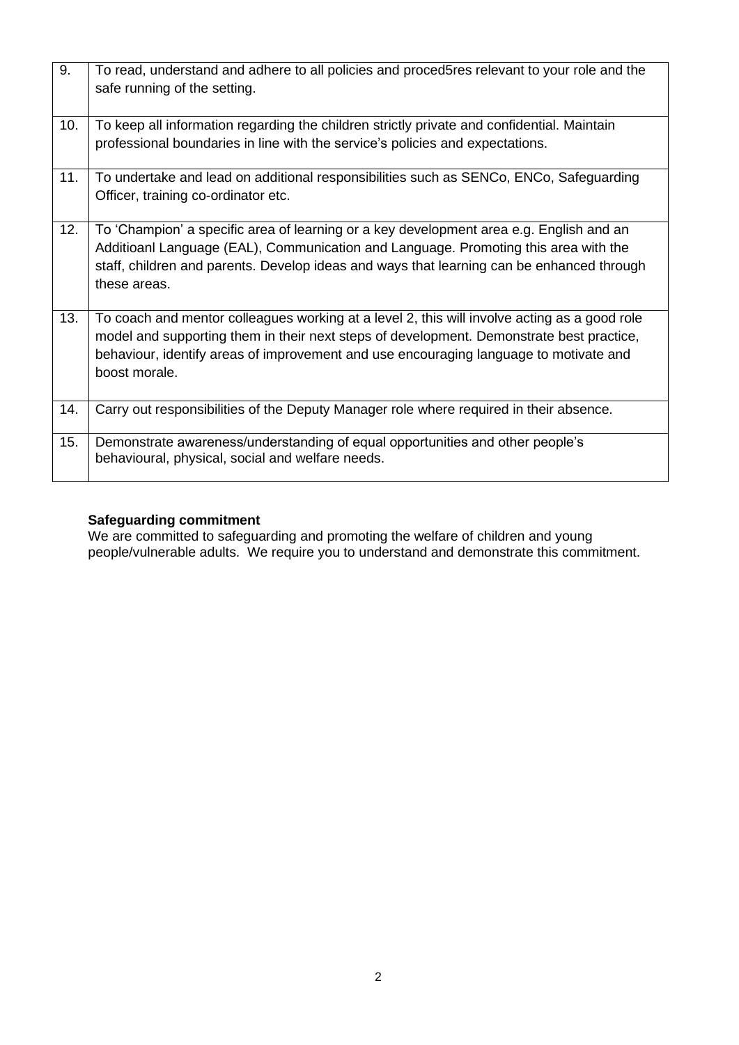| | |
|---|---|
| 9. | To read, understand and adhere to all policies and proced5res relevant to your role and the safe running of the setting. |
| 10. | To keep all information regarding the children strictly private and confidential. Maintain professional boundaries in line with the service's policies and expectations. |
| 11. | To undertake and lead on additional responsibilities such as SENCo, ENCo, Safeguarding Officer, training co-ordinator etc. |
| 12. | To 'Champion' a specific area of learning or a key development area e.g. English and an Additioanl Language (EAL), Communication and Language. Promoting this area with the staff, children and parents. Develop ideas and ways that learning can be enhanced through these areas. |
| 13. | To coach and mentor colleagues working at a level 2, this will involve acting as a good role model and supporting them in their next steps of development. Demonstrate best practice, behaviour, identify areas of improvement and use encouraging language to motivate and boost morale. |
| 14. | Carry out responsibilities of the Deputy Manager role where required in their absence. |
| 15. | Demonstrate awareness/understanding of equal opportunities and other people's behavioural, physical, social and welfare needs. |

**Safeguarding commitment**

We are committed to safeguarding and promoting the welfare of children and young people/vulnerable adults. We require you to understand and demonstrate this commitment.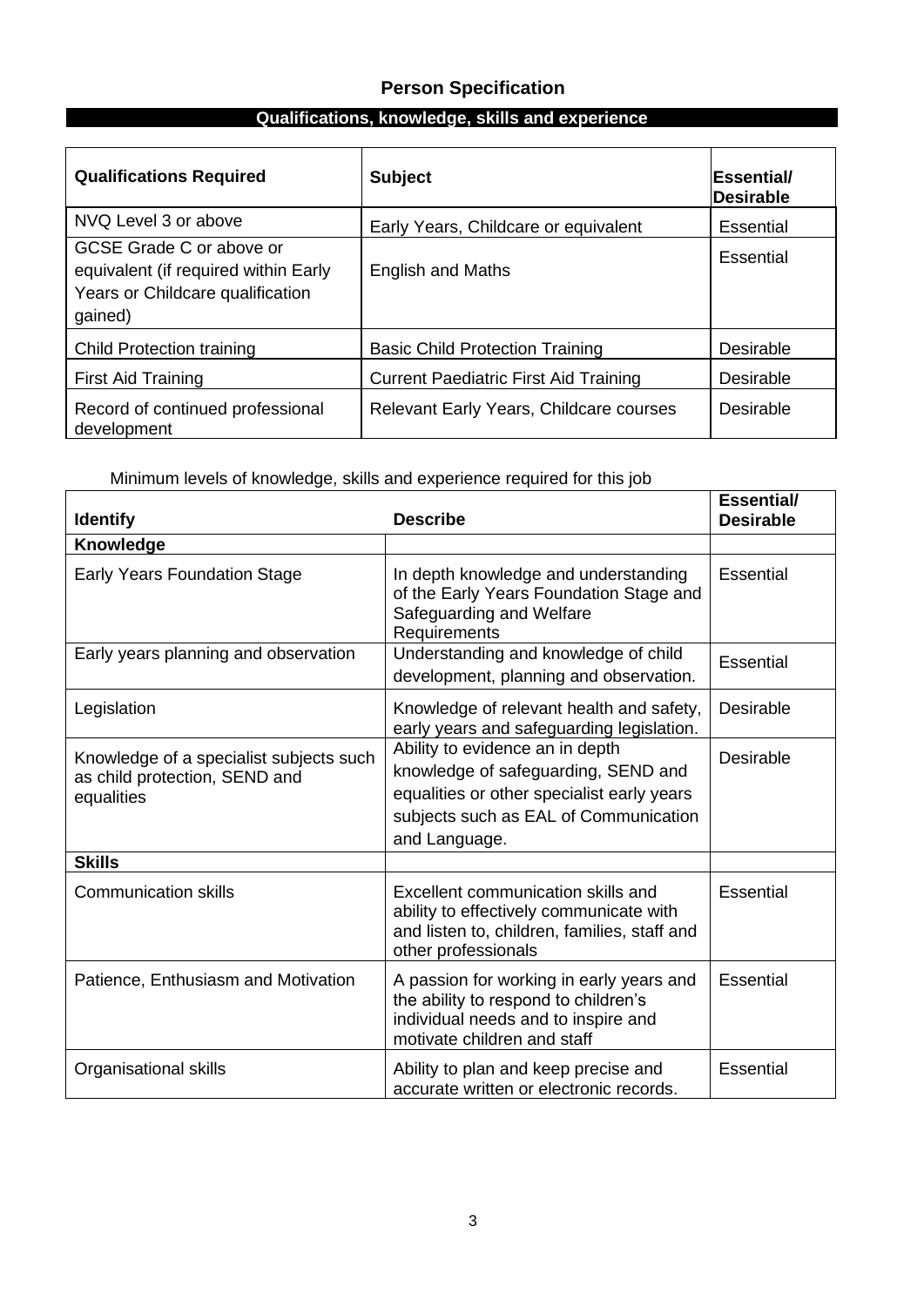## Person Specification

### Qualifications, knowledge, skills and experience

| Qualifications Required | Subject | Essential/ Desirable |
|---|---|---|
| NVQ Level 3 or above | Early Years, Childcare or equivalent | Essential |
| GCSE Grade C or above or equivalent (if required within Early Years or Childcare qualification gained) | English and Maths | Essential |
| Child Protection training | Basic Child Protection Training | Desirable |
| First Aid Training | Current Paediatric First Aid Training | Desirable |
| Record of continued professional development | Relevant Early Years, Childcare courses | Desirable |

Minimum levels of knowledge, skills and experience required for this job

| Identify | Describe | Essential/ Desirable |
|---|---|---|
| **Knowledge** | | |
| Early Years Foundation Stage | In depth knowledge and understanding of the Early Years Foundation Stage and Safeguarding and Welfare Requirements | Essential |
| Early years planning and observation | Understanding and knowledge of child development, planning and observation. | Essential |
| Legislation | Knowledge of relevant health and safety, early years and safeguarding legislation. | Desirable |
| Knowledge of a specialist subjects such as child protection, SEND and equalities | Ability to evidence an in depth knowledge of safeguarding, SEND and equalities or other specialist early years subjects such as EAL of Communication and Language. | Desirable |
| **Skills** | | |
| Communication skills | Excellent communication skills and ability to effectively communicate with and listen to, children, families, staff and other professionals | Essential |
| Patience, Enthusiasm and Motivation | A passion for working in early years and the ability to respond to children's individual needs and to inspire and motivate children and staff | Essential |
| Organisational skills | Ability to plan and keep precise and accurate written or electronic records. | Essential |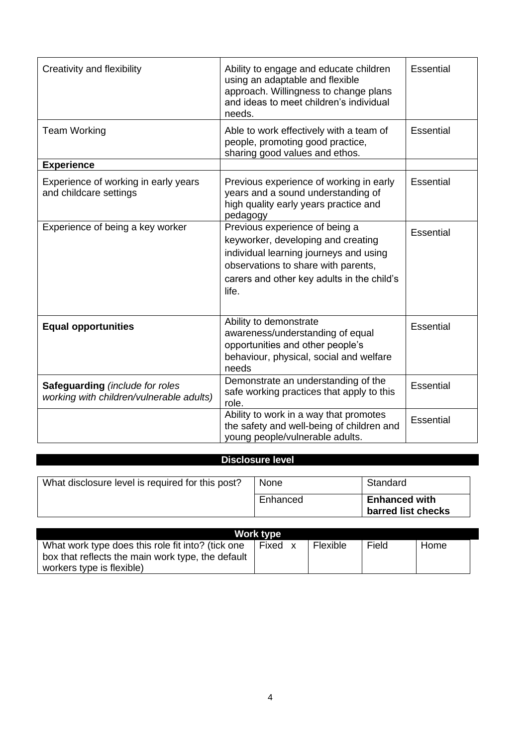| | | |
|---|---|---|
| Creativity and flexibility | Ability to engage and educate children using an adaptable and flexible approach. Willingness to change plans and ideas to meet children's individual needs. | Essential |
| Team Working | Able to work effectively with a team of people, promoting good practice, sharing good values and ethos. | Essential |
| **Experience** | | |
| Experience of working in early years and childcare settings | Previous experience of working in early years and a sound understanding of high quality early years practice and pedagogy | Essential |
| Experience of being a key worker | Previous experience of being a keyworker, developing and creating individual learning journeys and using observations to share with parents, carers and other key adults in the child's life. | Essential |
| **Equal opportunities** | Ability to demonstrate awareness/understanding of equal opportunities and other people's behaviour, physical, social and welfare needs | Essential |
| **Safeguarding** *(include for roles working with children/vulnerable adults)* | Demonstrate an understanding of the safe working practices that apply to this role. | Essential |
| | Ability to work in a way that promotes the safety and well-being of children and young people/vulnerable adults. | Essential |

## Disclosure level

| | | |
|---|---|---|
| What disclosure level is required for this post? | None | Standard |
| | Enhanced | **Enhanced with barred list checks** |

## Work type

| | | | | |
|---|---|---|---|---|
| What work type does this role fit into? (tick one box that reflects the main work type, the default workers type is flexible) | Fixed x | Flexible | Field | Home |